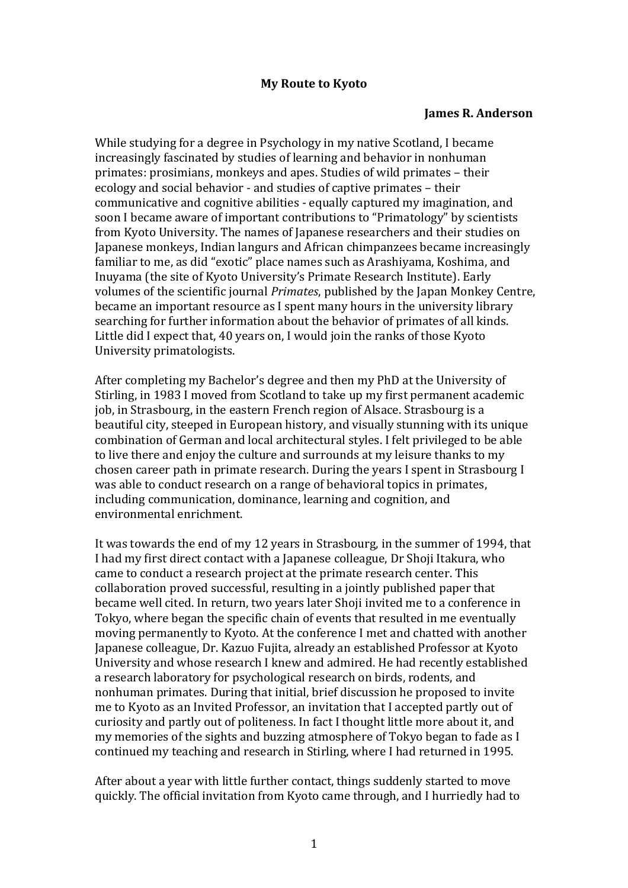# My Route to Kyoto

**James R. Anderson**

While studying for a degree in Psychology in my native Scotland, I became increasingly fascinated by studies of learning and behavior in nonhuman primates: prosimians, monkeys and apes. Studies of wild primates – their ecology and social behavior - and studies of captive primates – their communicative and cognitive abilities - equally captured my imagination, and soon I became aware of important contributions to "Primatology" by scientists from Kyoto University. The names of Japanese researchers and their studies on Japanese monkeys, Indian langurs and African chimpanzees became increasingly familiar to me, as did "exotic" place names such as Arashiyama, Koshima, and Inuyama (the site of Kyoto University's Primate Research Institute). Early volumes of the scientific journal *Primates*, published by the Japan Monkey Centre, became an important resource as I spent many hours in the university library searching for further information about the behavior of primates of all kinds. Little did I expect that, 40 years on, I would join the ranks of those Kyoto University primatologists.

After completing my Bachelor's degree and then my PhD at the University of Stirling, in 1983 I moved from Scotland to take up my first permanent academic job, in Strasbourg, in the eastern French region of Alsace. Strasbourg is a beautiful city, steeped in European history, and visually stunning with its unique combination of German and local architectural styles. I felt privileged to be able to live there and enjoy the culture and surrounds at my leisure thanks to my chosen career path in primate research. During the years I spent in Strasbourg I was able to conduct research on a range of behavioral topics in primates, including communication, dominance, learning and cognition, and environmental enrichment.

It was towards the end of my 12 years in Strasbourg, in the summer of 1994, that I had my first direct contact with a Japanese colleague, Dr Shoji Itakura, who came to conduct a research project at the primate research center. This collaboration proved successful, resulting in a jointly published paper that became well cited. In return, two years later Shoji invited me to a conference in Tokyo, where began the specific chain of events that resulted in me eventually moving permanently to Kyoto. At the conference I met and chatted with another Japanese colleague, Dr. Kazuo Fujita, already an established Professor at Kyoto University and whose research I knew and admired. He had recently established a research laboratory for psychological research on birds, rodents, and nonhuman primates. During that initial, brief discussion he proposed to invite me to Kyoto as an Invited Professor, an invitation that I accepted partly out of curiosity and partly out of politeness. In fact I thought little more about it, and my memories of the sights and buzzing atmosphere of Tokyo began to fade as I continued my teaching and research in Stirling, where I had returned in 1995.

After about a year with little further contact, things suddenly started to move quickly. The official invitation from Kyoto came through, and I hurriedly had to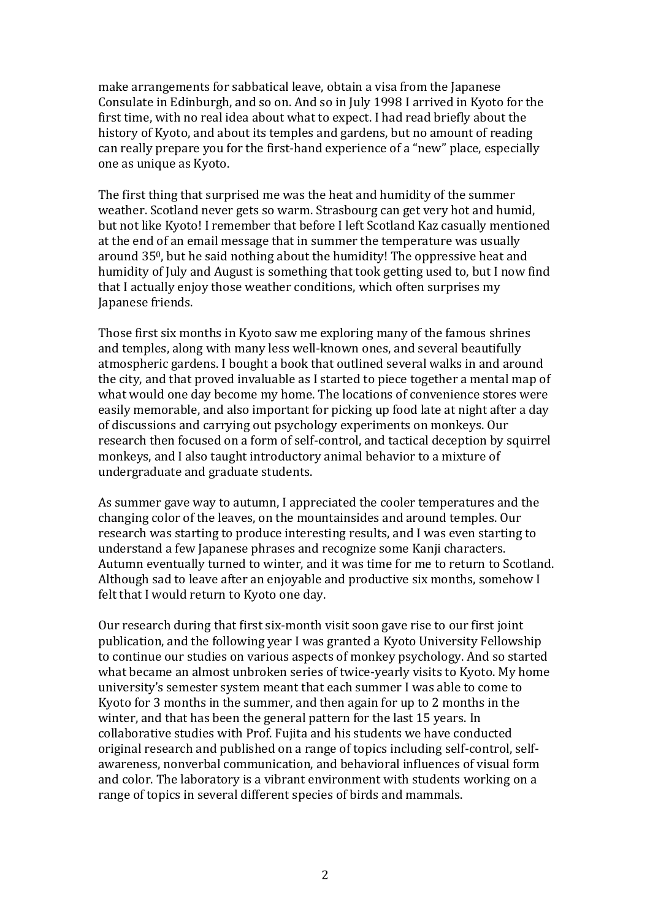make arrangements for sabbatical leave, obtain a visa from the Japanese Consulate in Edinburgh, and so on. And so in July 1998 I arrived in Kyoto for the first time, with no real idea about what to expect. I had read briefly about the history of Kyoto, and about its temples and gardens, but no amount of reading can really prepare you for the first-hand experience of a "new" place, especially one as unique as Kyoto.

The first thing that surprised me was the heat and humidity of the summer weather. Scotland never gets so warm. Strasbourg can get very hot and humid, but not like Kyoto! I remember that before I left Scotland Kaz casually mentioned at the end of an email message that in summer the temperature was usually around $35^0$, but he said nothing about the humidity! The oppressive heat and humidity of July and August is something that took getting used to, but I now find that I actually enjoy those weather conditions, which often surprises my Japanese friends.

Those first six months in Kyoto saw me exploring many of the famous shrines and temples, along with many less well-known ones, and several beautifully atmospheric gardens. I bought a book that outlined several walks in and around the city, and that proved invaluable as I started to piece together a mental map of what would one day become my home. The locations of convenience stores were easily memorable, and also important for picking up food late at night after a day of discussions and carrying out psychology experiments on monkeys. Our research then focused on a form of self-control, and tactical deception by squirrel monkeys, and I also taught introductory animal behavior to a mixture of undergraduate and graduate students.

As summer gave way to autumn, I appreciated the cooler temperatures and the changing color of the leaves, on the mountainsides and around temples. Our research was starting to produce interesting results, and I was even starting to understand a few Japanese phrases and recognize some Kanji characters. Autumn eventually turned to winter, and it was time for me to return to Scotland. Although sad to leave after an enjoyable and productive six months, somehow I felt that I would return to Kyoto one day.

Our research during that first six-month visit soon gave rise to our first joint publication, and the following year I was granted a Kyoto University Fellowship to continue our studies on various aspects of monkey psychology. And so started what became an almost unbroken series of twice-yearly visits to Kyoto. My home university's semester system meant that each summer I was able to come to Kyoto for 3 months in the summer, and then again for up to 2 months in the winter, and that has been the general pattern for the last 15 years. In collaborative studies with Prof. Fujita and his students we have conducted original research and published on a range of topics including self-control, self-awareness, nonverbal communication, and behavioral influences of visual form and color. The laboratory is a vibrant environment with students working on a range of topics in several different species of birds and mammals.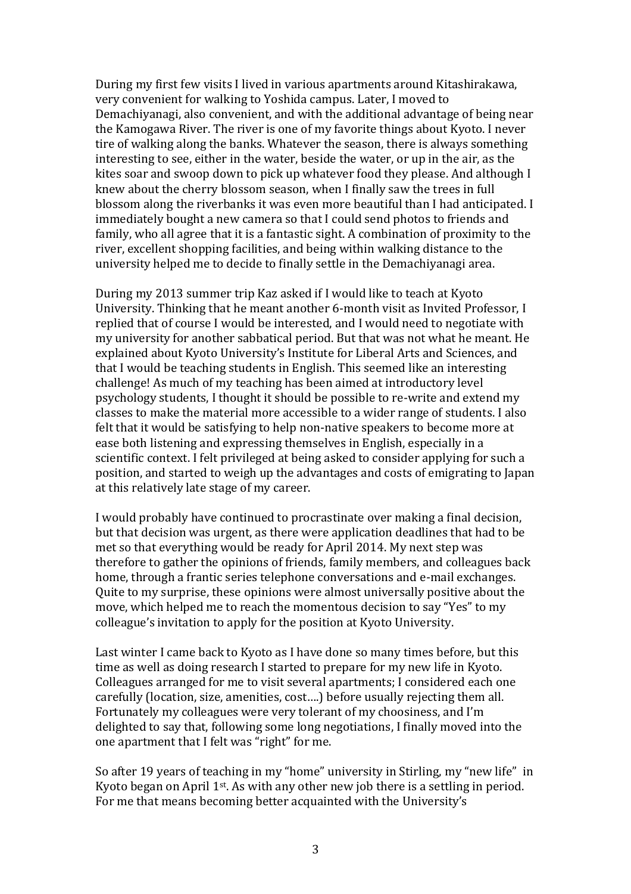During my first few visits I lived in various apartments around Kitashirakawa, very convenient for walking to Yoshida campus. Later, I moved to Demachiyanagi, also convenient, and with the additional advantage of being near the Kamogawa River. The river is one of my favorite things about Kyoto. I never tire of walking along the banks. Whatever the season, there is always something interesting to see, either in the water, beside the water, or up in the air, as the kites soar and swoop down to pick up whatever food they please. And although I knew about the cherry blossom season, when I finally saw the trees in full blossom along the riverbanks it was even more beautiful than I had anticipated. I immediately bought a new camera so that I could send photos to friends and family, who all agree that it is a fantastic sight. A combination of proximity to the river, excellent shopping facilities, and being within walking distance to the university helped me to decide to finally settle in the Demachiyanagi area.

During my 2013 summer trip Kaz asked if I would like to teach at Kyoto University. Thinking that he meant another 6-month visit as Invited Professor, I replied that of course I would be interested, and I would need to negotiate with my university for another sabbatical period. But that was not what he meant. He explained about Kyoto University's Institute for Liberal Arts and Sciences, and that I would be teaching students in English. This seemed like an interesting challenge! As much of my teaching has been aimed at introductory level psychology students, I thought it should be possible to re-write and extend my classes to make the material more accessible to a wider range of students. I also felt that it would be satisfying to help non-native speakers to become more at ease both listening and expressing themselves in English, especially in a scientific context. I felt privileged at being asked to consider applying for such a position, and started to weigh up the advantages and costs of emigrating to Japan at this relatively late stage of my career.

I would probably have continued to procrastinate over making a final decision, but that decision was urgent, as there were application deadlines that had to be met so that everything would be ready for April 2014. My next step was therefore to gather the opinions of friends, family members, and colleagues back home, through a frantic series telephone conversations and e-mail exchanges. Quite to my surprise, these opinions were almost universally positive about the move, which helped me to reach the momentous decision to say "Yes" to my colleague's invitation to apply for the position at Kyoto University.

Last winter I came back to Kyoto as I have done so many times before, but this time as well as doing research I started to prepare for my new life in Kyoto. Colleagues arranged for me to visit several apartments; I considered each one carefully (location, size, amenities, cost….) before usually rejecting them all. Fortunately my colleagues were very tolerant of my choosiness, and I'm delighted to say that, following some long negotiations, I finally moved into the one apartment that I felt was "right" for me.

So after 19 years of teaching in my "home" university in Stirling, my "new life" in Kyoto began on April 1st. As with any other new job there is a settling in period. For me that means becoming better acquainted with the University's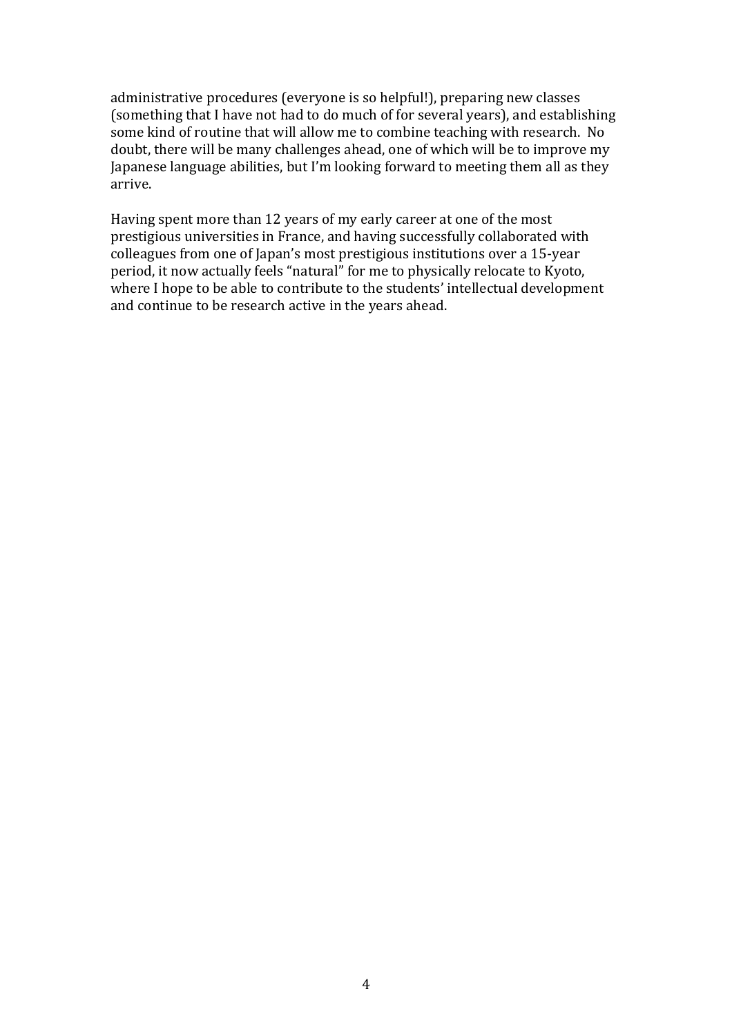administrative procedures (everyone is so helpful!), preparing new classes (something that I have not had to do much of for several years), and establishing some kind of routine that will allow me to combine teaching with research. No doubt, there will be many challenges ahead, one of which will be to improve my Japanese language abilities, but I'm looking forward to meeting them all as they arrive.

Having spent more than 12 years of my early career at one of the most prestigious universities in France, and having successfully collaborated with colleagues from one of Japan's most prestigious institutions over a 15-year period, it now actually feels "natural" for me to physically relocate to Kyoto, where I hope to be able to contribute to the students' intellectual development and continue to be research active in the years ahead.